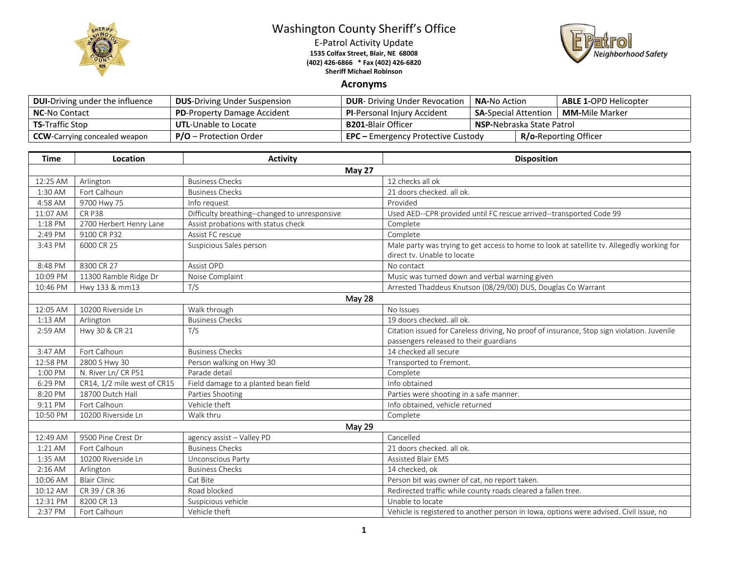# Washington County Sheriff's Office

E-Patrol Activity Update

**1535 Colfax Street, Blair, NE 68008**

**(402) 426-6866 * Fax (402) 426-6820**

**Sheriff Michael Robinson**

## Acronyms

| | | | | |
|---|---|---|---|---|
| **DUI**-Driving under the influence | **DUS**-Driving Under Suspension | **DUR**- Driving Under Revocation | **NA-**No Action | **ABLE 1-**OPD Helicopter |
| **NC**-No Contact | **PD**-Property Damage Accident | **PI**-Personal Injury Accident | **SA**-Special Attention | **MM-**Mile Marker |
| **TS-**Traffic Stop | **UTL**-Unable to Locate | **B201-**Blair Officer | **NSP-**Nebraska State Patrol | |
| **CCW**-Carrying concealed weapon | **P/O** – Protection Order | **EPC –** Emergency Protective Custody | **R/o-**Reporting Officer | |

| Time | Location | Activity | Disposition |
|---|---|---|---|
| | | **May 27** | |
| 12:25 AM | Arlington | Business Checks | 12 checks all ok |
| 1:30 AM | Fort Calhoun | Business Checks | 21 doors checked. all ok. |
| 4:58 AM | 9700 Hwy 75 | Info request | Provided |
| 11:07 AM | CR P38 | Difficulty breathing--changed to unresponsive | Used AED--CPR provided until FC rescue arrived--transported Code 99 |
| 1:18 PM | 2700 Herbert Henry Lane | Assist probations with status check | Complete |
| 2:49 PM | 9100 CR P32 | Assist FC rescue | Complete |
| 3:43 PM | 6000 CR 25 | Suspicious Sales person | Male party was trying to get access to home to look at satellite tv. Allegedly working for direct tv. Unable to locate |
| 8:48 PM | 8300 CR 27 | Assist OPD | No contact |
| 10:09 PM | 11300 Ramble Ridge Dr | Noise Complaint | Music was turned down and verbal warning given |
| 10:46 PM | Hwy 133 & mm13 | T/S | Arrested Thaddeus Knutson (08/29/00) DUS, Douglas Co Warrant |
| | | **May 28** | |
| 12:05 AM | 10200 Riverside Ln | Walk through | No Issues |
| 1:13 AM | Arlington | Business Checks | 19 doors checked. all ok. |
| 2:59 AM | Hwy 30 & CR 21 | T/S | Citation issued for Careless driving, No proof of insurance, Stop sign violation. Juvenile passengers released to their guardians |
| 3:47 AM | Fort Calhoun | Business Checks | 14 checked all secure |
| 12:58 PM | 2800 S Hwy 30 | Person walking on Hwy 30 | Transported to Fremont. |
| 1:00 PM | N. River Ln/ CR P51 | Parade detail | Complete |
| 6:29 PM | CR14, 1/2 mile west of CR15 | Field damage to a planted bean field | Info obtained |
| 8:20 PM | 18700 Dutch Hall | Parties Shooting | Parties were shooting in a safe manner. |
| 9:11 PM | Fort Calhoun | Vehicle theft | Info obtained, vehicle returned |
| 10:50 PM | 10200 Riverside Ln | Walk thru | Complete |
| | | **May 29** | |
| 12:49 AM | 9500 Pine Crest Dr | agency assist – Valley PD | Cancelled |
| 1:21 AM | Fort Calhoun | Business Checks | 21 doors checked. all ok. |
| 1:35 AM | 10200 Riverside Ln | Unconscious Party | Assisted Blair EMS |
| 2:16 AM | Arlington | Business Checks | 14 checked, ok |
| 10:06 AM | Blair Clinic | Cat Bite | Person bit was owner of cat, no report taken. |
| 10:12 AM | CR 39 / CR 36 | Road blocked | Redirected traffic while county roads cleared a fallen tree. |
| 12:31 PM | 8200 CR 13 | Suspicious vehicle | Unable to locate |
| 2:37 PM | Fort Calhoun | Vehicle theft | Vehicle is registered to another person in Iowa, options were advised. Civil issue, no |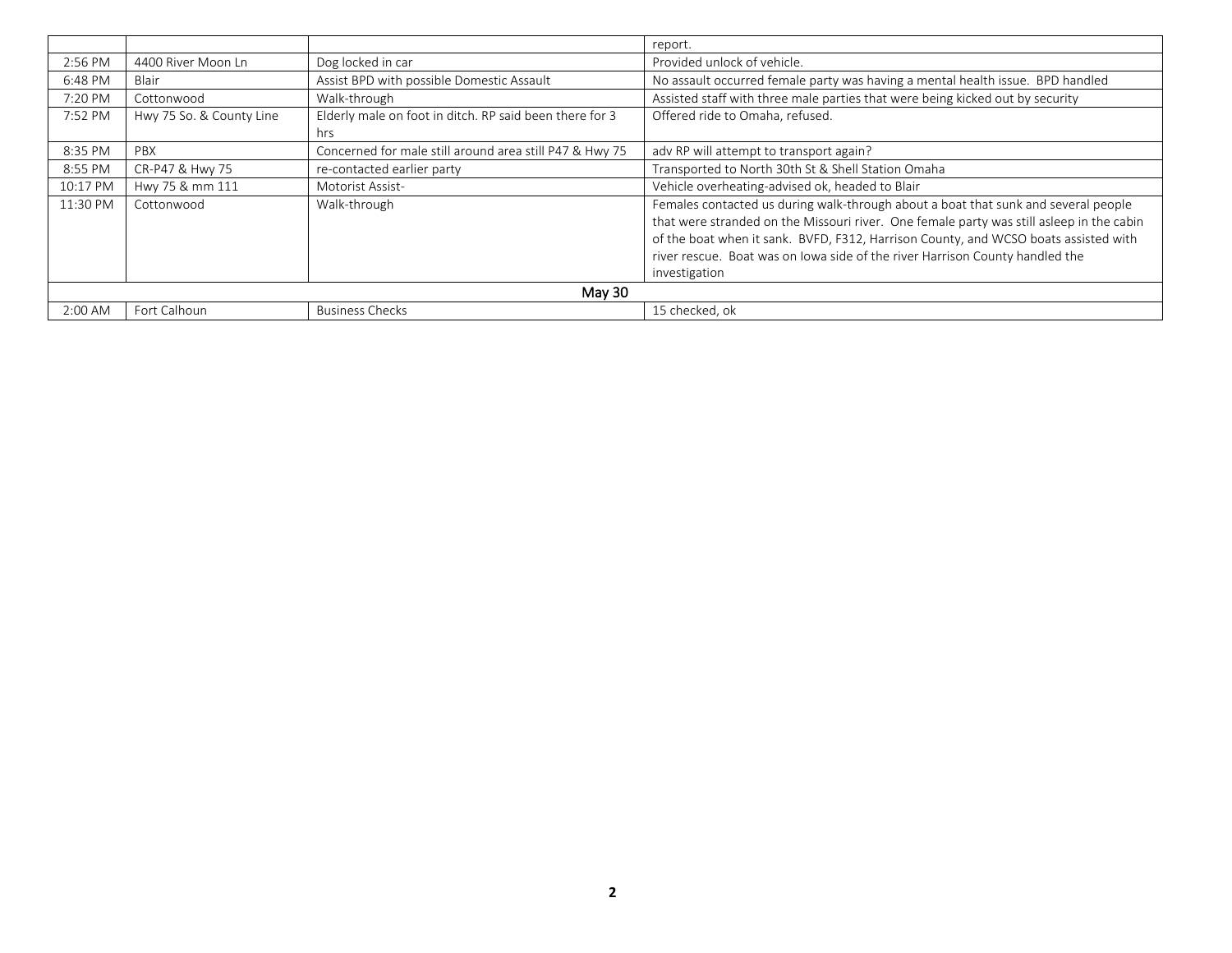| | | | |
|---|---|---|---|
| | | | report. |
| 2:56 PM | 4400 River Moon Ln | Dog locked in car | Provided unlock of vehicle. |
| 6:48 PM | Blair | Assist BPD with possible Domestic Assault | No assault occurred female party was having a mental health issue. BPD handled |
| 7:20 PM | Cottonwood | Walk-through | Assisted staff with three male parties that were being kicked out by security |
| 7:52 PM | Hwy 75 So. & County Line | Elderly male on foot in ditch. RP said been there for 3 hrs | Offered ride to Omaha, refused. |
| 8:35 PM | PBX | Concerned for male still around area still P47 & Hwy 75 | adv RP will attempt to transport again? |
| 8:55 PM | CR-P47 & Hwy 75 | re-contacted earlier party | Transported to North 30th St & Shell Station Omaha |
| 10:17 PM | Hwy 75 & mm 111 | Motorist Assist- | Vehicle overheating-advised ok, headed to Blair |
| 11:30 PM | Cottonwood | Walk-through | Females contacted us during walk-through about a boat that sunk and several people that were stranded on the Missouri river. One female party was still asleep in the cabin of the boat when it sank. BVFD, F312, Harrison County, and WCSO boats assisted with river rescue. Boat was on Iowa side of the river Harrison County handled the investigation |
| **May 30** | | | |
| 2:00 AM | Fort Calhoun | Business Checks | 15 checked, ok |